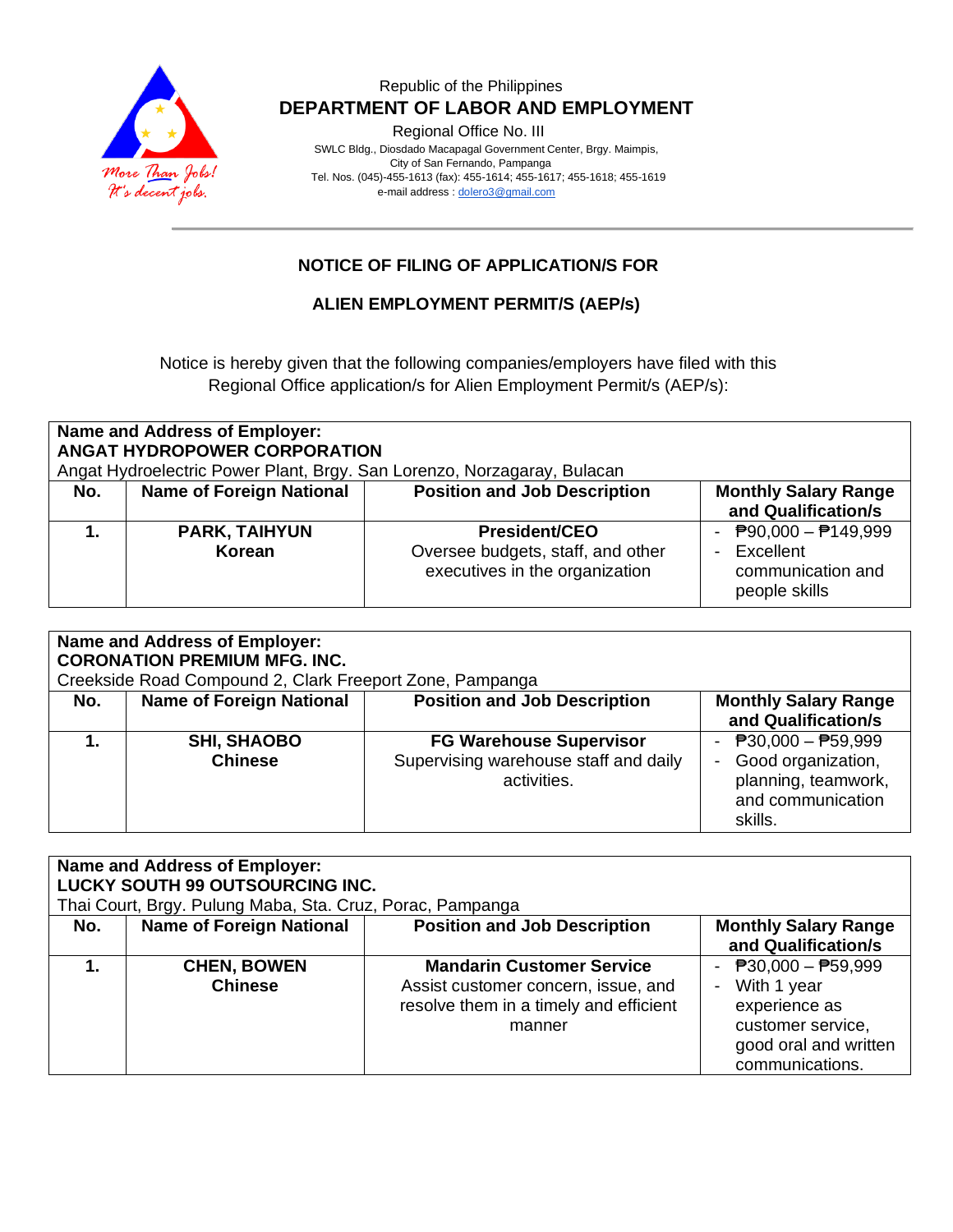Republic of the Philippines

**DEPARTMENT OF LABOR AND EMPLOYMENT**

Regional Office No. III

SWLC Bldg., Diosdado Macapagal Government Center, Brgy. Maimpis,
City of San Fernando, Pampanga
Tel. Nos. (045)-455-1613 (fax): 455-1614; 455-1617; 455-1618; 455-1619
e-mail address : dolero3@gmail.com

## NOTICE OF FILING OF APPLICATION/S FOR

## ALIEN EMPLOYMENT PERMIT/S (AEP/s)

Notice is hereby given that the following companies/employers have filed with this Regional Office application/s for Alien Employment Permit/s (AEP/s):

**Name and Address of Employer:**
**ANGAT HYDROPOWER CORPORATION**
Angat Hydroelectric Power Plant, Brgy. San Lorenzo, Norzagaray, Bulacan

| No. | Name of Foreign National | Position and Job Description | Monthly Salary Range and Qualification/s |
|---|---|---|---|
| **1.** | **PARK, TAIHYUN** **Korean** | **President/CEO** Oversee budgets, staff, and other executives in the organization | - ₱90,000 – ₱149,999 - Excellent communication and people skills |

**Name and Address of Employer:**
**CORONATION PREMIUM MFG. INC.**
Creekside Road Compound 2, Clark Freeport Zone, Pampanga

| No. | Name of Foreign National | Position and Job Description | Monthly Salary Range and Qualification/s |
|---|---|---|---|
| **1.** | **SHI, SHAOBO** **Chinese** | **FG Warehouse Supervisor** Supervising warehouse staff and daily activities. | - ₱30,000 – ₱59,999 - Good organization, planning, teamwork, and communication skills. |

**Name and Address of Employer:**
**LUCKY SOUTH 99 OUTSOURCING INC.**
Thai Court, Brgy. Pulung Maba, Sta. Cruz, Porac, Pampanga

| No. | Name of Foreign National | Position and Job Description | Monthly Salary Range and Qualification/s |
|---|---|---|---|
| **1.** | **CHEN, BOWEN** **Chinese** | **Mandarin Customer Service** Assist customer concern, issue, and resolve them in a timely and efficient manner | - ₱30,000 – ₱59,999 - With 1 year experience as customer service, good oral and written communications. |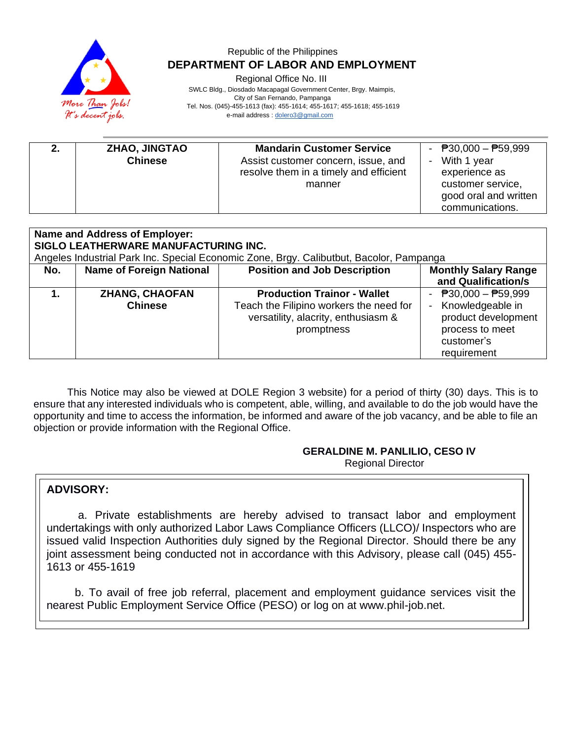Republic of the Philippines
**DEPARTMENT OF LABOR AND EMPLOYMENT**
Regional Office No. III
SWLC Bldg., Diosdado Macapagal Government Center, Brgy. Maimpis,
City of San Fernando, Pampanga
Tel. Nos. (045)-455-1613 (fax): 455-1614; 455-1617; 455-1618; 455-1619
e-mail address : dolero3@gmail.com

| | | | |
|---|---|---|---|
| **2.** | **ZHAO, JINGTAO**<br>**Chinese** | **Mandarin Customer Service**<br>Assist customer concern, issue, and resolve them in a timely and efficient manner | - ₱30,000 – ₱59,999<br>- With 1 year experience as customer service, good oral and written communications. |

**Name and Address of Employer:**
**SIGLO LEATHERWARE MANUFACTURING INC.**
Angeles Industrial Park Inc. Special Economic Zone, Brgy. Calibutbut, Bacolor, Pampanga

| No. | Name of Foreign National | Position and Job Description | Monthly Salary Range and Qualification/s |
|---|---|---|---|
| **1.** | **ZHANG, CHAOFAN**<br>**Chinese** | **Production Trainor - Wallet**<br>Teach the Filipino workers the need for versatility, alacrity, enthusiasm & promptness | - ₱30,000 – ₱59,999<br>- Knowledgeable in product development process to meet customer's requirement |

This Notice may also be viewed at DOLE Region 3 website) for a period of thirty (30) days. This is to ensure that any interested individuals who is competent, able, willing, and available to do the job would have the opportunity and time to access the information, be informed and aware of the job vacancy, and be able to file an objection or provide information with the Regional Office.

**GERALDINE M. PANLILIO, CESO IV**
Regional Director

**ADVISORY:**

a. Private establishments are hereby advised to transact labor and employment undertakings with only authorized Labor Laws Compliance Officers (LLCO)/ Inspectors who are issued valid Inspection Authorities duly signed by the Regional Director. Should there be any joint assessment being conducted not in accordance with this Advisory, please call (045) 455-1613 or 455-1619

b. To avail of free job referral, placement and employment guidance services visit the nearest Public Employment Service Office (PESO) or log on at www.phil-job.net.